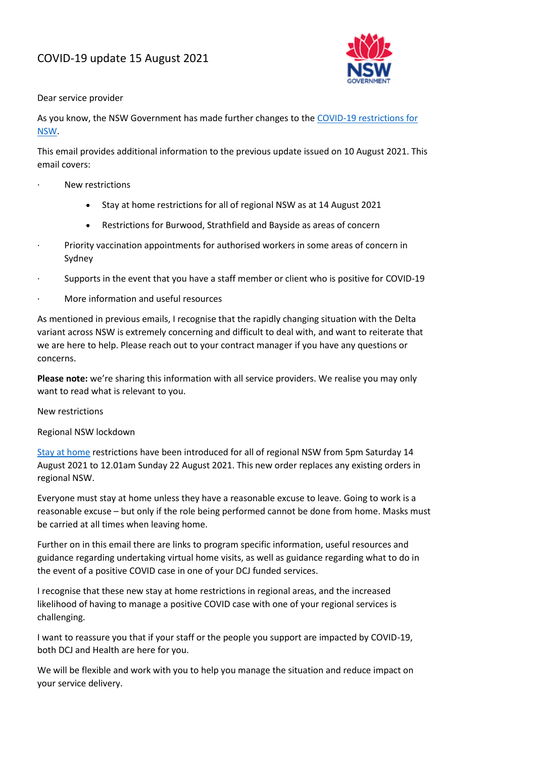# COVID-19 update 15 August 2021

Dear service provider

As you know, the NSW Government has made further changes to the COVID-19 restrictions for NSW.

This email provides additional information to the previous update issued on 10 August 2021. This email covers:

- New restrictions
  - Stay at home restrictions for all of regional NSW as at 14 August 2021
  - Restrictions for Burwood, Strathfield and Bayside as areas of concern
- Priority vaccination appointments for authorised workers in some areas of concern in Sydney
- Supports in the event that you have a staff member or client who is positive for COVID-19
- More information and useful resources

As mentioned in previous emails, I recognise that the rapidly changing situation with the Delta variant across NSW is extremely concerning and difficult to deal with, and want to reiterate that we are here to help. Please reach out to your contract manager if you have any questions or concerns.

**Please note:** we're sharing this information with all service providers. We realise you may only want to read what is relevant to you.

## New restrictions

### Regional NSW lockdown

Stay at home restrictions have been introduced for all of regional NSW from 5pm Saturday 14 August 2021 to 12.01am Sunday 22 August 2021. This new order replaces any existing orders in regional NSW.

Everyone must stay at home unless they have a reasonable excuse to leave. Going to work is a reasonable excuse – but only if the role being performed cannot be done from home. Masks must be carried at all times when leaving home.

Further on in this email there are links to program specific information, useful resources and guidance regarding undertaking virtual home visits, as well as guidance regarding what to do in the event of a positive COVID case in one of your DCJ funded services.

I recognise that these new stay at home restrictions in regional areas, and the increased likelihood of having to manage a positive COVID case with one of your regional services is challenging.

I want to reassure you that if your staff or the people you support are impacted by COVID-19, both DCJ and Health are here for you.

We will be flexible and work with you to help you manage the situation and reduce impact on your service delivery.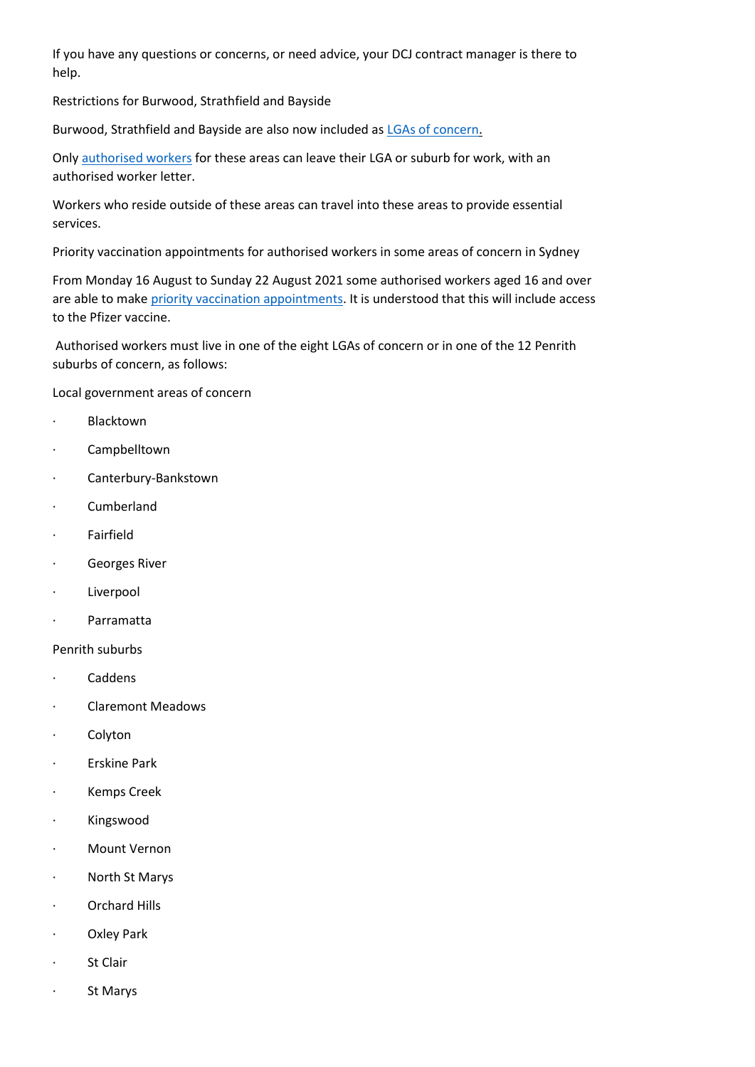If you have any questions or concerns, or need advice, your DCJ contract manager is there to help.

Restrictions for Burwood, Strathfield and Bayside

Burwood, Strathfield and Bayside are also now included as [LGAs of concern.]

Only [authorised workers] for these areas can leave their LGA or suburb for work, with an authorised worker letter.

Workers who reside outside of these areas can travel into these areas to provide essential services.

Priority vaccination appointments for authorised workers in some areas of concern in Sydney

From Monday 16 August to Sunday 22 August 2021 some authorised workers aged 16 and over are able to make [priority vaccination appointments]. It is understood that this will include access to the Pfizer vaccine.

Authorised workers must live in one of the eight LGAs of concern or in one of the 12 Penrith suburbs of concern, as follows:

Local government areas of concern

- Blacktown
- Campbelltown
- Canterbury-Bankstown
- Cumberland
- Fairfield
- Georges River
- Liverpool
- Parramatta

Penrith suburbs

- Caddens
- Claremont Meadows
- Colyton
- Erskine Park
- Kemps Creek
- Kingswood
- Mount Vernon
- North St Marys
- Orchard Hills
- Oxley Park
- St Clair
- St Marys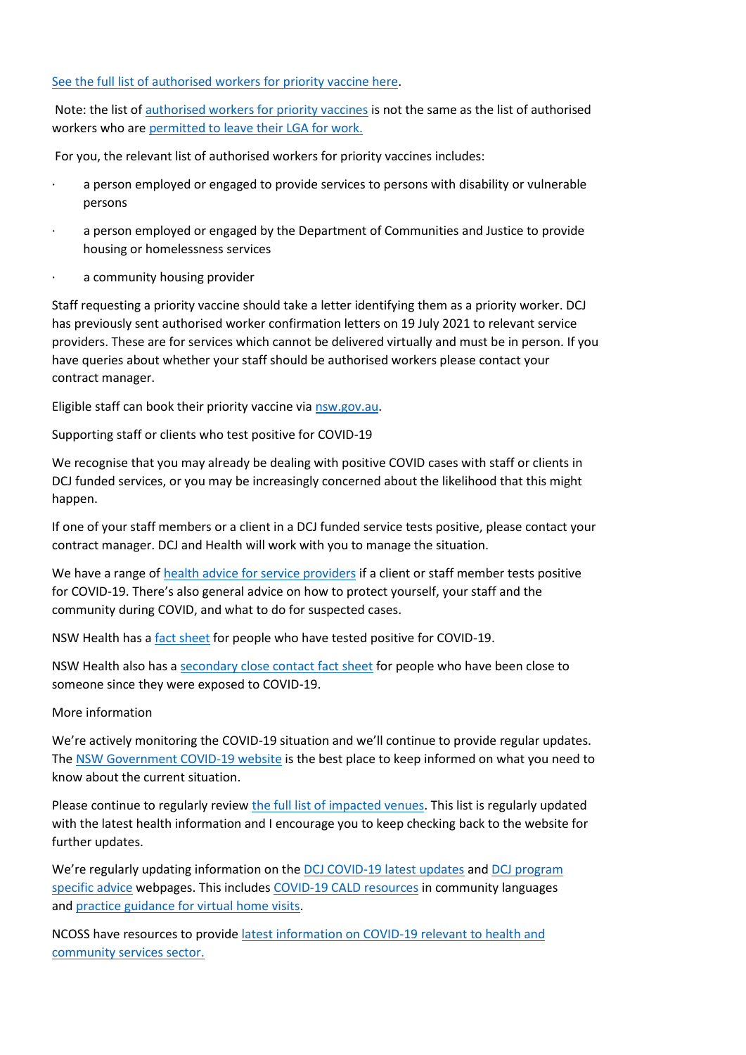See the full list of authorised workers for priority vaccine here.

Note: the list of authorised workers for priority vaccines is not the same as the list of authorised workers who are permitted to leave their LGA for work.

For you, the relevant list of authorised workers for priority vaccines includes:

- a person employed or engaged to provide services to persons with disability or vulnerable persons
- a person employed or engaged by the Department of Communities and Justice to provide housing or homelessness services
- a community housing provider

Staff requesting a priority vaccine should take a letter identifying them as a priority worker. DCJ has previously sent authorised worker confirmation letters on 19 July 2021 to relevant service providers. These are for services which cannot be delivered virtually and must be in person. If you have queries about whether your staff should be authorised workers please contact your contract manager.

Eligible staff can book their priority vaccine via nsw.gov.au.

Supporting staff or clients who test positive for COVID-19

We recognise that you may already be dealing with positive COVID cases with staff or clients in DCJ funded services, or you may be increasingly concerned about the likelihood that this might happen.

If one of your staff members or a client in a DCJ funded service tests positive, please contact your contract manager. DCJ and Health will work with you to manage the situation.

We have a range of health advice for service providers if a client or staff member tests positive for COVID-19. There's also general advice on how to protect yourself, your staff and the community during COVID, and what to do for suspected cases.

NSW Health has a fact sheet for people who have tested positive for COVID-19.

NSW Health also has a secondary close contact fact sheet for people who have been close to someone since they were exposed to COVID-19.

More information

We're actively monitoring the COVID-19 situation and we'll continue to provide regular updates. The NSW Government COVID-19 website is the best place to keep informed on what you need to know about the current situation.

Please continue to regularly review the full list of impacted venues. This list is regularly updated with the latest health information and I encourage you to keep checking back to the website for further updates.

We're regularly updating information on the DCJ COVID-19 latest updates and DCJ program specific advice webpages. This includes COVID-19 CALD resources in community languages and practice guidance for virtual home visits.

NCOSS have resources to provide latest information on COVID-19 relevant to health and community services sector.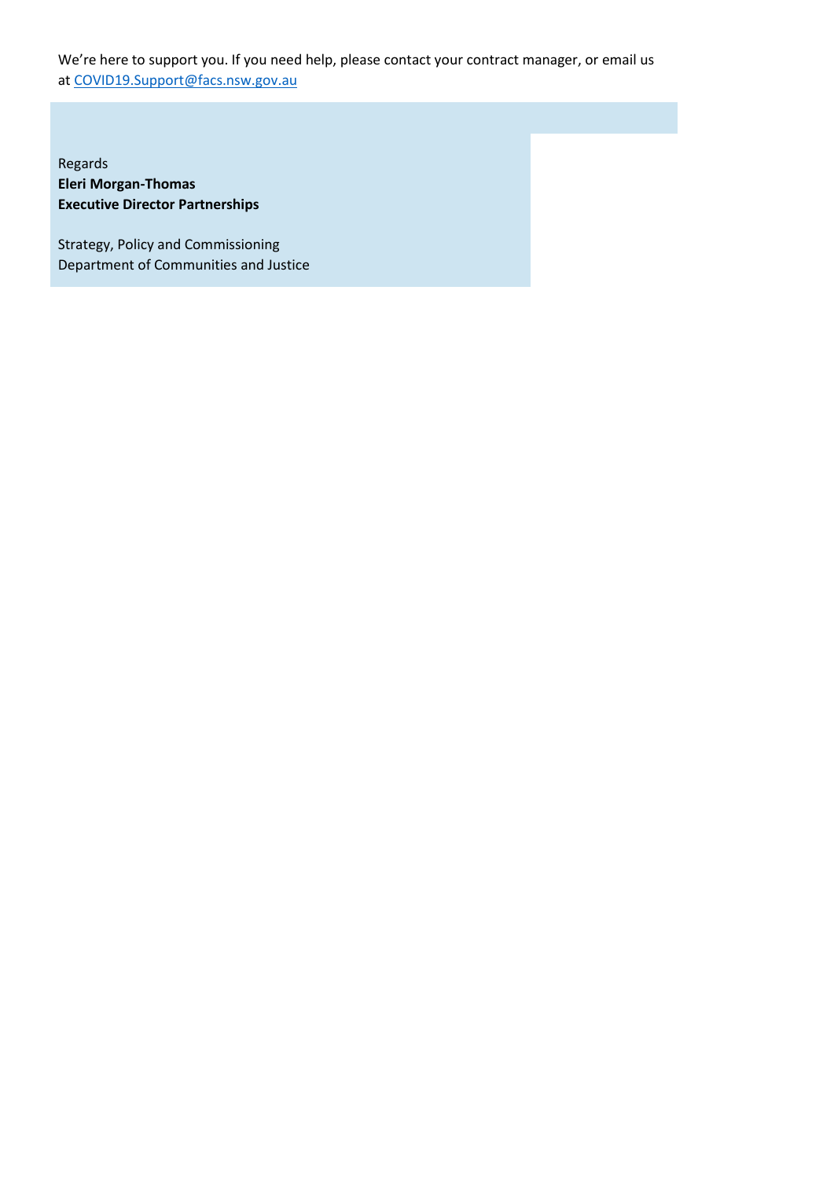We're here to support you. If you need help, please contact your contract manager, or email us at [COVID19.Support@facs.nsw.gov.au](mailto:COVID19.Support@facs.nsw.gov.au)

Regards
**Eleri Morgan-Thomas**
**Executive Director Partnerships**

Strategy, Policy and Commissioning
Department of Communities and Justice